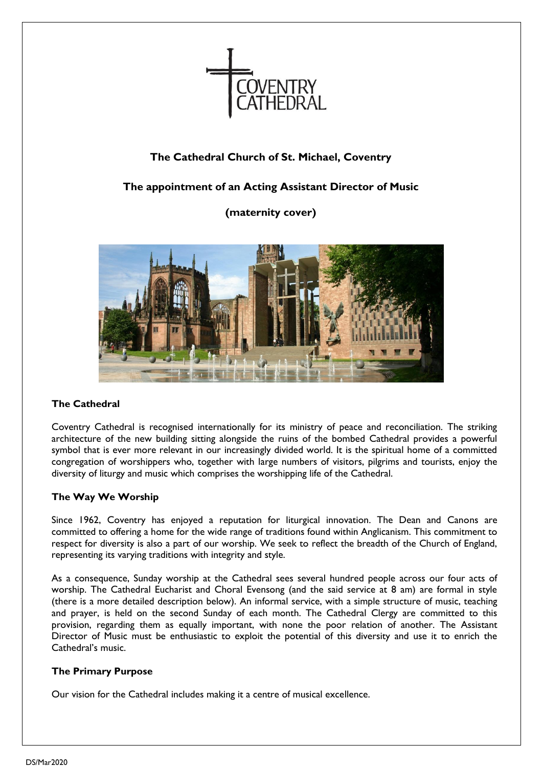COVENTRY CATHEDRAL

# The Cathedral Church of St. Michael, Coventry

## The appointment of an Acting Assistant Director of Music

## (maternity cover)

### The Cathedral

Coventry Cathedral is recognised internationally for its ministry of peace and reconciliation. The striking architecture of the new building sitting alongside the ruins of the bombed Cathedral provides a powerful symbol that is ever more relevant in our increasingly divided world. It is the spiritual home of a committed congregation of worshippers who, together with large numbers of visitors, pilgrims and tourists, enjoy the diversity of liturgy and music which comprises the worshipping life of the Cathedral.

### The Way We Worship

Since 1962, Coventry has enjoyed a reputation for liturgical innovation. The Dean and Canons are committed to offering a home for the wide range of traditions found within Anglicanism. This commitment to respect for diversity is also a part of our worship. We seek to reflect the breadth of the Church of England, representing its varying traditions with integrity and style.

As a consequence, Sunday worship at the Cathedral sees several hundred people across our four acts of worship. The Cathedral Eucharist and Choral Evensong (and the said service at 8 am) are formal in style (there is a more detailed description below). An informal service, with a simple structure of music, teaching and prayer, is held on the second Sunday of each month. The Cathedral Clergy are committed to this provision, regarding them as equally important, with none the poor relation of another. The Assistant Director of Music must be enthusiastic to exploit the potential of this diversity and use it to enrich the Cathedral's music.

### The Primary Purpose

Our vision for the Cathedral includes making it a centre of musical excellence.

DS/Mar2020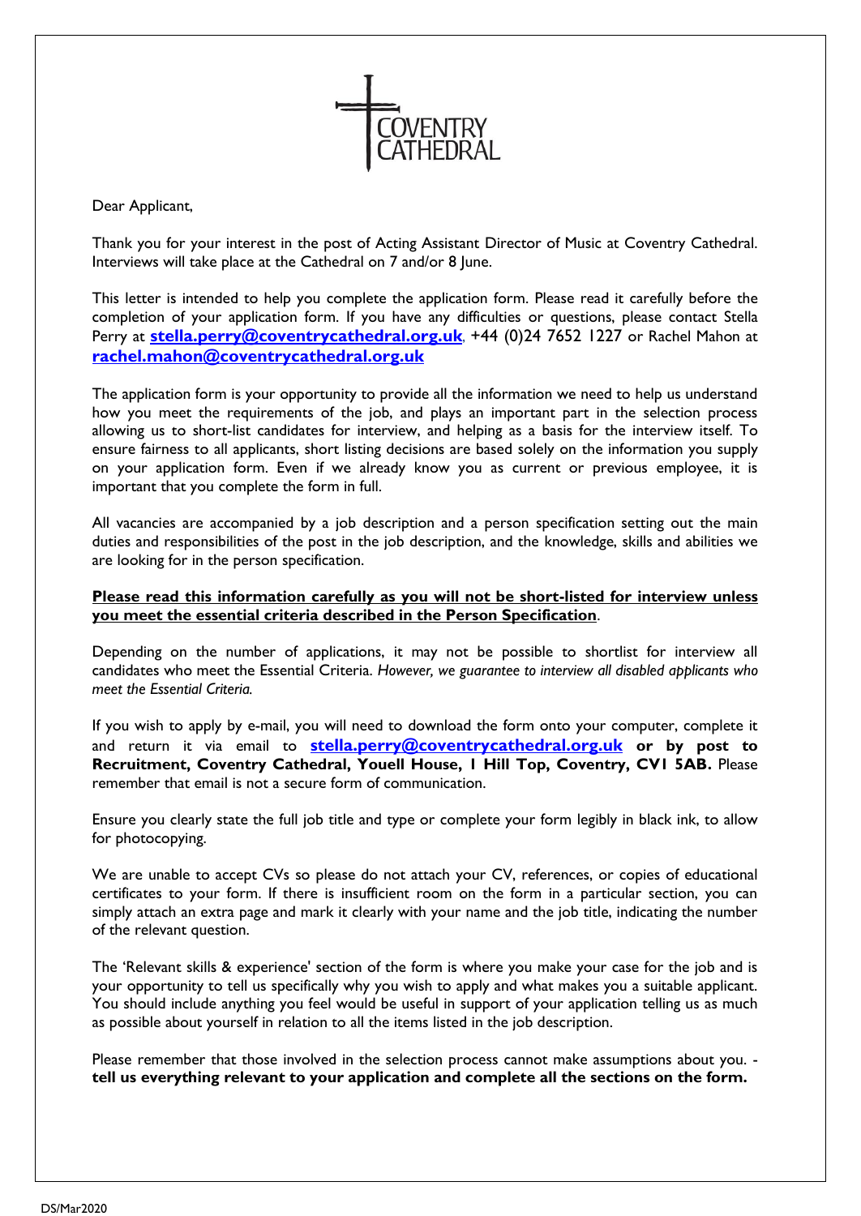Dear Applicant,

Thank you for your interest in the post of Acting Assistant Director of Music at Coventry Cathedral. Interviews will take place at the Cathedral on 7 and/or 8 June.

This letter is intended to help you complete the application form. Please read it carefully before the completion of your application form. If you have any difficulties or questions, please contact Stella Perry at **stella.perry@coventrycathedral.org.uk**, +44 (0)24 7652 1227 or Rachel Mahon at **rachel.mahon@coventrycathedral.org.uk**

The application form is your opportunity to provide all the information we need to help us understand how you meet the requirements of the job, and plays an important part in the selection process allowing us to short-list candidates for interview, and helping as a basis for the interview itself. To ensure fairness to all applicants, short listing decisions are based solely on the information you supply on your application form. Even if we already know you as current or previous employee, it is important that you complete the form in full.

All vacancies are accompanied by a job description and a person specification setting out the main duties and responsibilities of the post in the job description, and the knowledge, skills and abilities we are looking for in the person specification.

**Please read this information carefully as you will not be short-listed for interview unless you meet the essential criteria described in the Person Specification**.

Depending on the number of applications, it may not be possible to shortlist for interview all candidates who meet the Essential Criteria. *However, we guarantee to interview all disabled applicants who meet the Essential Criteria.*

If you wish to apply by e-mail, you will need to download the form onto your computer, complete it and return it via email to **stella.perry@coventrycathedral.org.uk or by post to Recruitment, Coventry Cathedral, Youell House, 1 Hill Top, Coventry, CV1 5AB.** Please remember that email is not a secure form of communication.

Ensure you clearly state the full job title and type or complete your form legibly in black ink, to allow for photocopying.

We are unable to accept CVs so please do not attach your CV, references, or copies of educational certificates to your form. If there is insufficient room on the form in a particular section, you can simply attach an extra page and mark it clearly with your name and the job title, indicating the number of the relevant question.

The 'Relevant skills & experience' section of the form is where you make your case for the job and is your opportunity to tell us specifically why you wish to apply and what makes you a suitable applicant. You should include anything you feel would be useful in support of your application telling us as much as possible about yourself in relation to all the items listed in the job description.

Please remember that those involved in the selection process cannot make assumptions about you. - **tell us everything relevant to your application and complete all the sections on the form.**

DS/Mar2020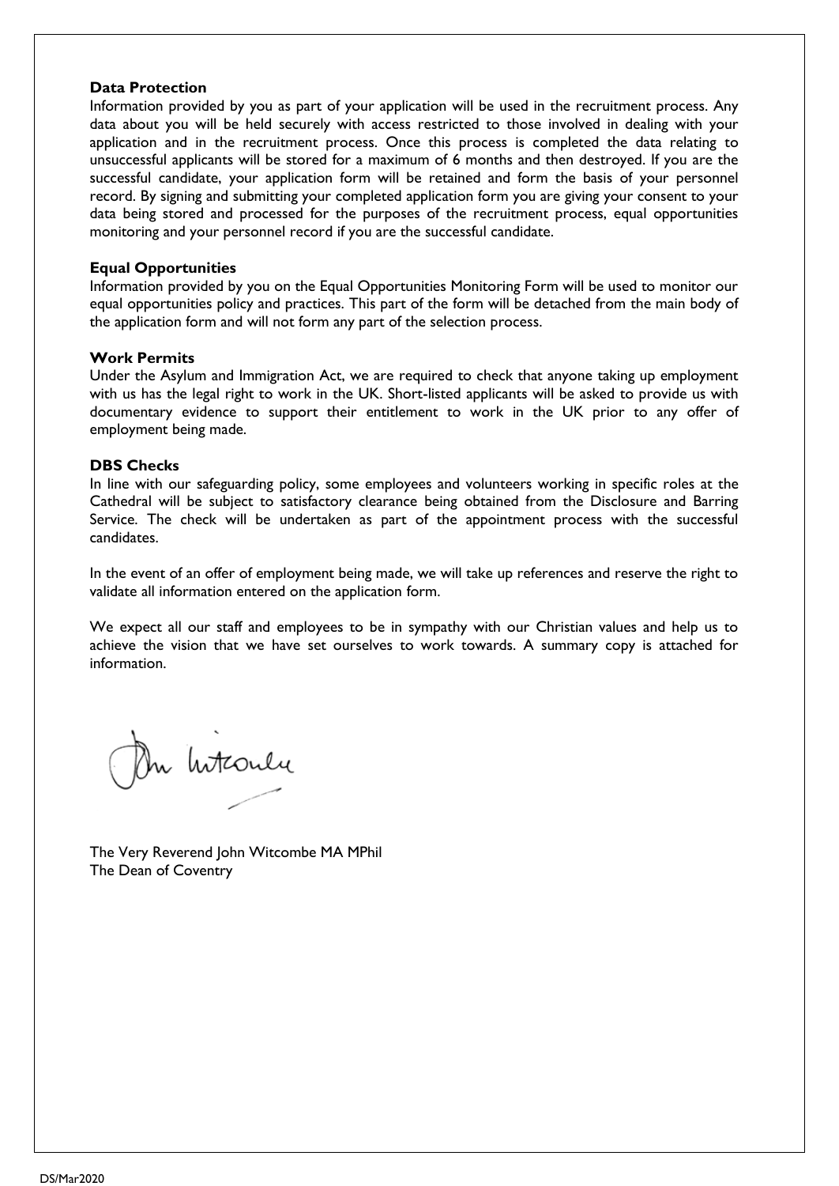**Data Protection**

Information provided by you as part of your application will be used in the recruitment process. Any data about you will be held securely with access restricted to those involved in dealing with your application and in the recruitment process. Once this process is completed the data relating to unsuccessful applicants will be stored for a maximum of 6 months and then destroyed. If you are the successful candidate, your application form will be retained and form the basis of your personnel record. By signing and submitting your completed application form you are giving your consent to your data being stored and processed for the purposes of the recruitment process, equal opportunities monitoring and your personnel record if you are the successful candidate.

**Equal Opportunities**

Information provided by you on the Equal Opportunities Monitoring Form will be used to monitor our equal opportunities policy and practices. This part of the form will be detached from the main body of the application form and will not form any part of the selection process.

**Work Permits**

Under the Asylum and Immigration Act, we are required to check that anyone taking up employment with us has the legal right to work in the UK. Short-listed applicants will be asked to provide us with documentary evidence to support their entitlement to work in the UK prior to any offer of employment being made.

**DBS Checks**

In line with our safeguarding policy, some employees and volunteers working in specific roles at the Cathedral will be subject to satisfactory clearance being obtained from the Disclosure and Barring Service. The check will be undertaken as part of the appointment process with the successful candidates.

In the event of an offer of employment being made, we will take up references and reserve the right to validate all information entered on the application form.

We expect all our staff and employees to be in sympathy with our Christian values and help us to achieve the vision that we have set ourselves to work towards. A summary copy is attached for information.

The Very Reverend John Witcombe MA MPhil
The Dean of Coventry

DS/Mar2020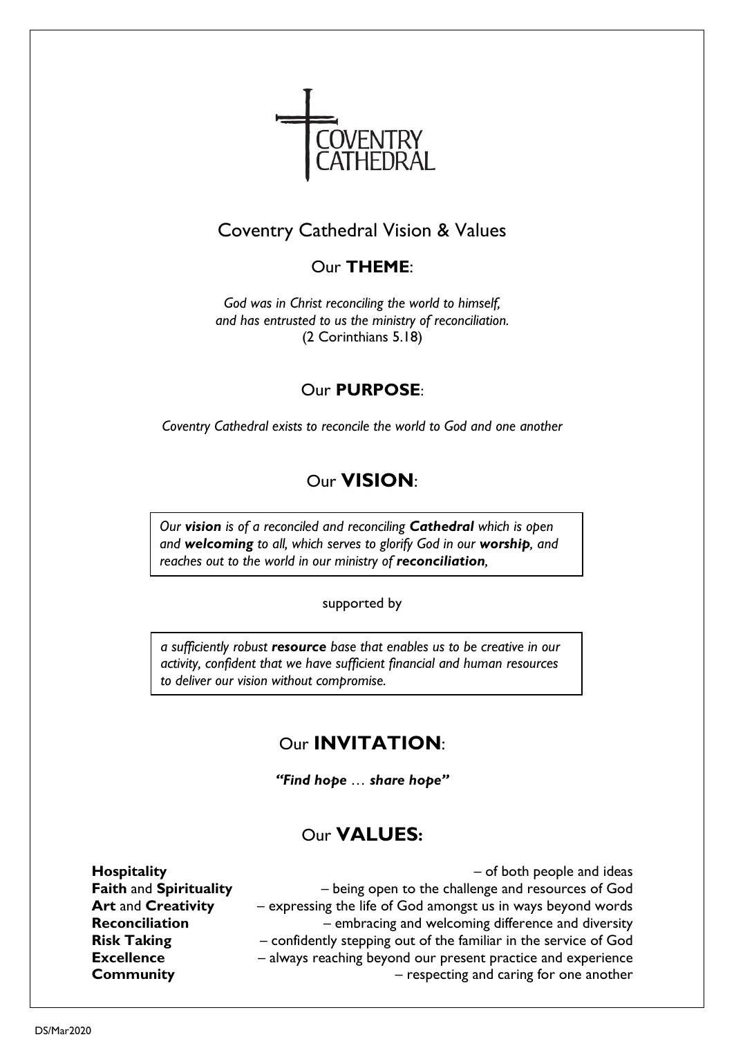COVENTRY CATHEDRAL

# Coventry Cathedral Vision & Values

## Our **THEME**:

*God was in Christ reconciling the world to himself,*
*and has entrusted to us the ministry of reconciliation.*
(2 Corinthians 5.18)

## Our **PURPOSE**:

*Coventry Cathedral exists to reconcile the world to God and one another*

## Our **VISION**:

*Our **vision** is of a reconciled and reconciling **Cathedral** which is open and **welcoming** to all, which serves to glorify God in our **worship**, and reaches out to the world in our ministry of **reconciliation**,*

supported by

*a sufficiently robust **resource** base that enables us to be creative in our activity, confident that we have sufficient financial and human resources to deliver our vision without compromise.*

## Our **INVITATION**:

***"Find hope … share hope"***

## Our **VALUES:**

**Hospitality** – of both people and ideas
**Faith** and **Spirituality** – being open to the challenge and resources of God
**Art** and **Creativity** – expressing the life of God amongst us in ways beyond words
**Reconciliation** – embracing and welcoming difference and diversity
**Risk Taking** – confidently stepping out of the familiar in the service of God
**Excellence** – always reaching beyond our present practice and experience
**Community** – respecting and caring for one another

DS/Mar2020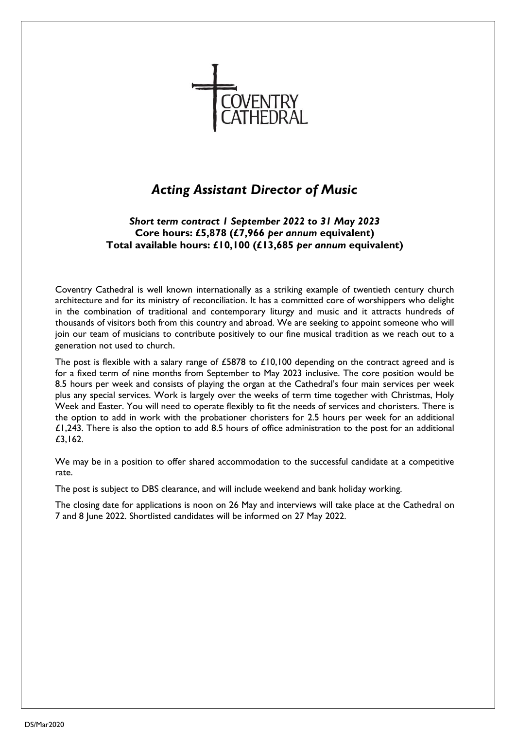COVENTRY CATHEDRAL

# *Acting Assistant Director of Music*

***Short term contract 1 September 2022 to 31 May 2023***
**Core hours: £5,878 (£7,966 *per annum* equivalent)**
**Total available hours: £10,100 (£13,685 *per annum* equivalent)**

Coventry Cathedral is well known internationally as a striking example of twentieth century church architecture and for its ministry of reconciliation. It has a committed core of worshippers who delight in the combination of traditional and contemporary liturgy and music and it attracts hundreds of thousands of visitors both from this country and abroad. We are seeking to appoint someone who will join our team of musicians to contribute positively to our fine musical tradition as we reach out to a generation not used to church.

The post is flexible with a salary range of £5878 to £10,100 depending on the contract agreed and is for a fixed term of nine months from September to May 2023 inclusive. The core position would be 8.5 hours per week and consists of playing the organ at the Cathedral's four main services per week plus any special services. Work is largely over the weeks of term time together with Christmas, Holy Week and Easter. You will need to operate flexibly to fit the needs of services and choristers. There is the option to add in work with the probationer choristers for 2.5 hours per week for an additional £1,243. There is also the option to add 8.5 hours of office administration to the post for an additional £3,162.

We may be in a position to offer shared accommodation to the successful candidate at a competitive rate.

The post is subject to DBS clearance, and will include weekend and bank holiday working.

The closing date for applications is noon on 26 May and interviews will take place at the Cathedral on 7 and 8 June 2022. Shortlisted candidates will be informed on 27 May 2022.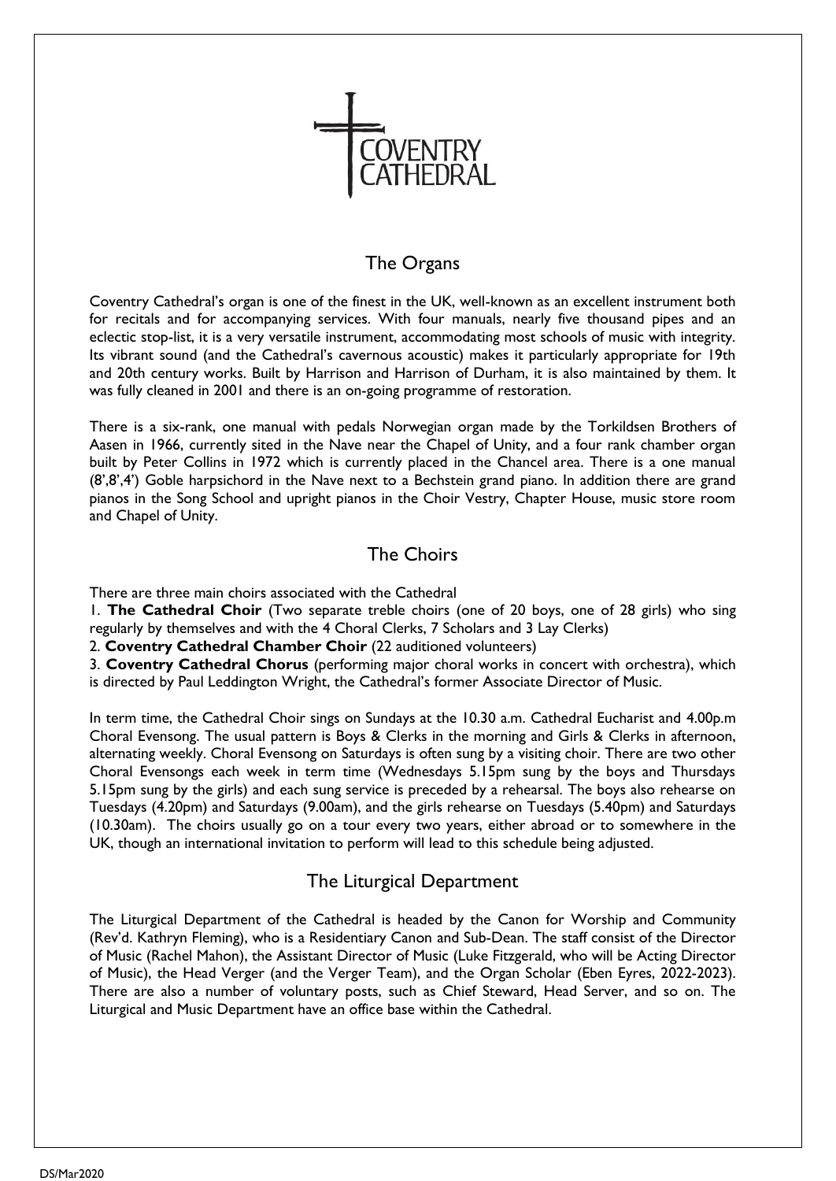COVENTRY CATHEDRAL

## The Organs

Coventry Cathedral's organ is one of the finest in the UK, well-known as an excellent instrument both for recitals and for accompanying services. With four manuals, nearly five thousand pipes and an eclectic stop-list, it is a very versatile instrument, accommodating most schools of music with integrity. Its vibrant sound (and the Cathedral's cavernous acoustic) makes it particularly appropriate for 19th and 20th century works. Built by Harrison and Harrison of Durham, it is also maintained by them. It was fully cleaned in 2001 and there is an on-going programme of restoration.

There is a six-rank, one manual with pedals Norwegian organ made by the Torkildsen Brothers of Aasen in 1966, currently sited in the Nave near the Chapel of Unity, and a four rank chamber organ built by Peter Collins in 1972 which is currently placed in the Chancel area. There is a one manual (8',8',4') Goble harpsichord in the Nave next to a Bechstein grand piano. In addition there are grand pianos in the Song School and upright pianos in the Choir Vestry, Chapter House, music store room and Chapel of Unity.

## The Choirs

There are three main choirs associated with the Cathedral

1. **The Cathedral Choir** (Two separate treble choirs (one of 20 boys, one of 28 girls) who sing regularly by themselves and with the 4 Choral Clerks, 7 Scholars and 3 Lay Clerks)
2. **Coventry Cathedral Chamber Choir** (22 auditioned volunteers)
3. **Coventry Cathedral Chorus** (performing major choral works in concert with orchestra), which is directed by Paul Leddington Wright, the Cathedral's former Associate Director of Music.

In term time, the Cathedral Choir sings on Sundays at the 10.30 a.m. Cathedral Eucharist and 4.00p.m Choral Evensong. The usual pattern is Boys & Clerks in the morning and Girls & Clerks in afternoon, alternating weekly. Choral Evensong on Saturdays is often sung by a visiting choir. There are two other Choral Evensongs each week in term time (Wednesdays 5.15pm sung by the boys and Thursdays 5.15pm sung by the girls) and each sung service is preceded by a rehearsal. The boys also rehearse on Tuesdays (4.20pm) and Saturdays (9.00am), and the girls rehearse on Tuesdays (5.40pm) and Saturdays (10.30am). The choirs usually go on a tour every two years, either abroad or to somewhere in the UK, though an international invitation to perform will lead to this schedule being adjusted.

## The Liturgical Department

The Liturgical Department of the Cathedral is headed by the Canon for Worship and Community (Rev'd. Kathryn Fleming), who is a Residentiary Canon and Sub-Dean. The staff consist of the Director of Music (Rachel Mahon), the Assistant Director of Music (Luke Fitzgerald, who will be Acting Director of Music), the Head Verger (and the Verger Team), and the Organ Scholar (Eben Eyres, 2022-2023). There are also a number of voluntary posts, such as Chief Steward, Head Server, and so on. The Liturgical and Music Department have an office base within the Cathedral.

DS/Mar2020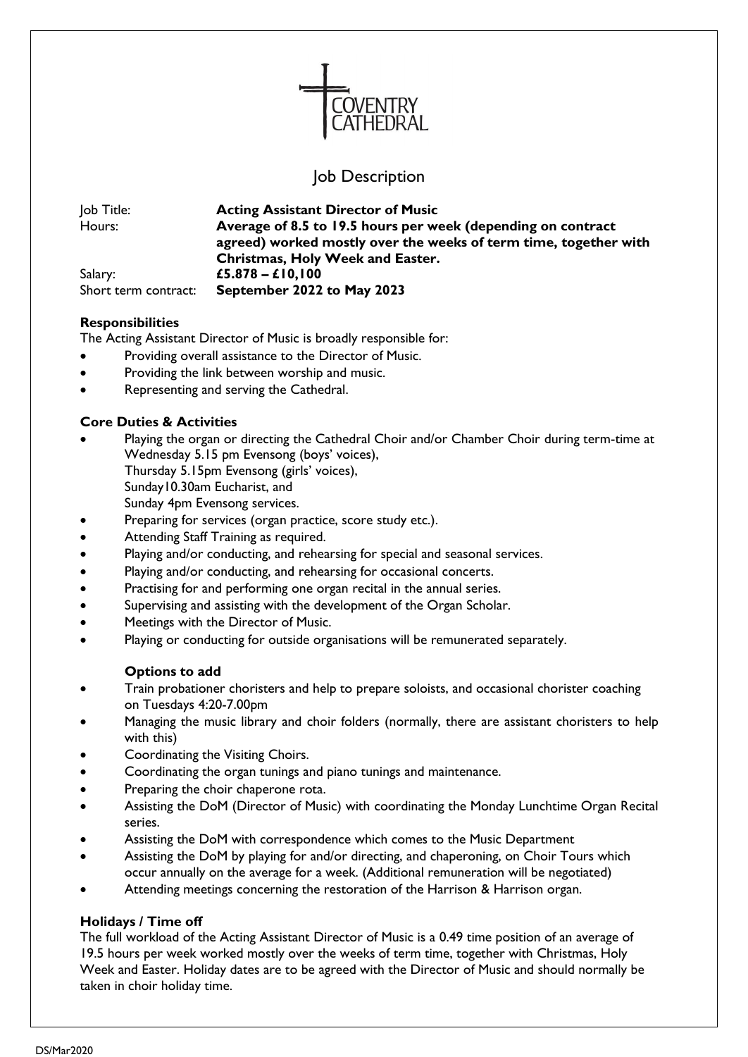COVENTRY CATHEDRAL

# Job Description

| | |
|---|---|
| Job Title: | **Acting Assistant Director of Music** |
| Hours: | **Average of 8.5 to 19.5 hours per week (depending on contract agreed) worked mostly over the weeks of term time, together with Christmas, Holy Week and Easter.** |
| Salary: | **£5.878 – £10,100** |
| Short term contract: | **September 2022 to May 2023** |

**Responsibilities**

The Acting Assistant Director of Music is broadly responsible for:

- Providing overall assistance to the Director of Music.
- Providing the link between worship and music.
- Representing and serving the Cathedral.

**Core Duties & Activities**

- Playing the organ or directing the Cathedral Choir and/or Chamber Choir during term-time at Wednesday 5.15 pm Evensong (boys' voices),
  Thursday 5.15pm Evensong (girls' voices),
  Sunday10.30am Eucharist, and
  Sunday 4pm Evensong services.
- Preparing for services (organ practice, score study etc.).
- Attending Staff Training as required.
- Playing and/or conducting, and rehearsing for special and seasonal services.
- Playing and/or conducting, and rehearsing for occasional concerts.
- Practising for and performing one organ recital in the annual series.
- Supervising and assisting with the development of the Organ Scholar.
- Meetings with the Director of Music.
- Playing or conducting for outside organisations will be remunerated separately.

**Options to add**

- Train probationer choristers and help to prepare soloists, and occasional chorister coaching on Tuesdays 4:20-7.00pm
- Managing the music library and choir folders (normally, there are assistant choristers to help with this)
- Coordinating the Visiting Choirs.
- Coordinating the organ tunings and piano tunings and maintenance.
- Preparing the choir chaperone rota.
- Assisting the DoM (Director of Music) with coordinating the Monday Lunchtime Organ Recital series.
- Assisting the DoM with correspondence which comes to the Music Department
- Assisting the DoM by playing for and/or directing, and chaperoning, on Choir Tours which occur annually on the average for a week. (Additional remuneration will be negotiated)
- Attending meetings concerning the restoration of the Harrison & Harrison organ.

**Holidays / Time off**

The full workload of the Acting Assistant Director of Music is a 0.49 time position of an average of 19.5 hours per week worked mostly over the weeks of term time, together with Christmas, Holy Week and Easter. Holiday dates are to be agreed with the Director of Music and should normally be taken in choir holiday time.

DS/Mar2020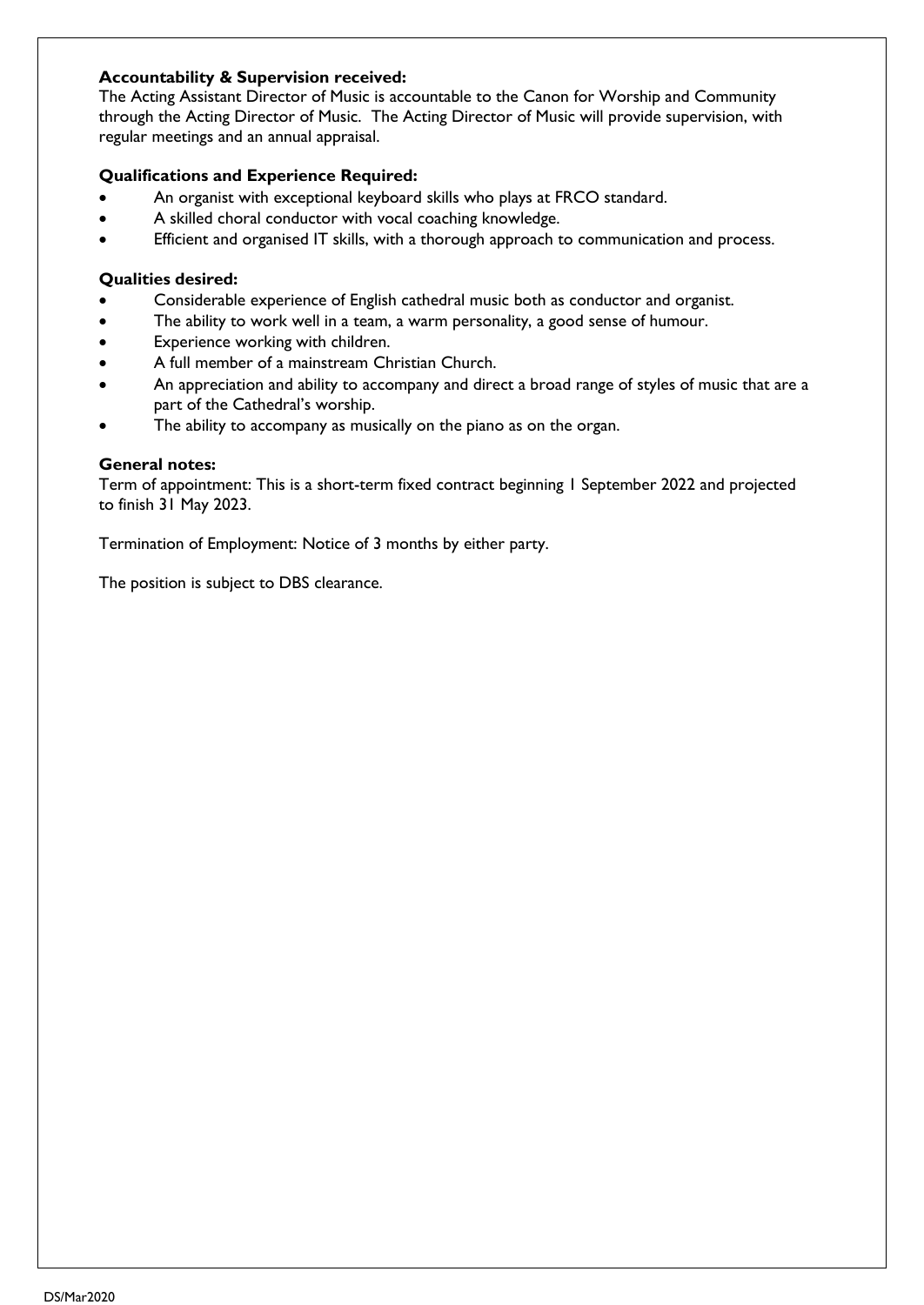**Accountability & Supervision received:**
The Acting Assistant Director of Music is accountable to the Canon for Worship and Community through the Acting Director of Music. The Acting Director of Music will provide supervision, with regular meetings and an annual appraisal.

**Qualifications and Experience Required:**

- An organist with exceptional keyboard skills who plays at FRCO standard.
- A skilled choral conductor with vocal coaching knowledge.
- Efficient and organised IT skills, with a thorough approach to communication and process.

**Qualities desired:**

- Considerable experience of English cathedral music both as conductor and organist.
- The ability to work well in a team, a warm personality, a good sense of humour.
- Experience working with children.
- A full member of a mainstream Christian Church.
- An appreciation and ability to accompany and direct a broad range of styles of music that are a part of the Cathedral's worship.
- The ability to accompany as musically on the piano as on the organ.

**General notes:**
Term of appointment: This is a short-term fixed contract beginning 1 September 2022 and projected to finish 31 May 2023.

Termination of Employment: Notice of 3 months by either party.

The position is subject to DBS clearance.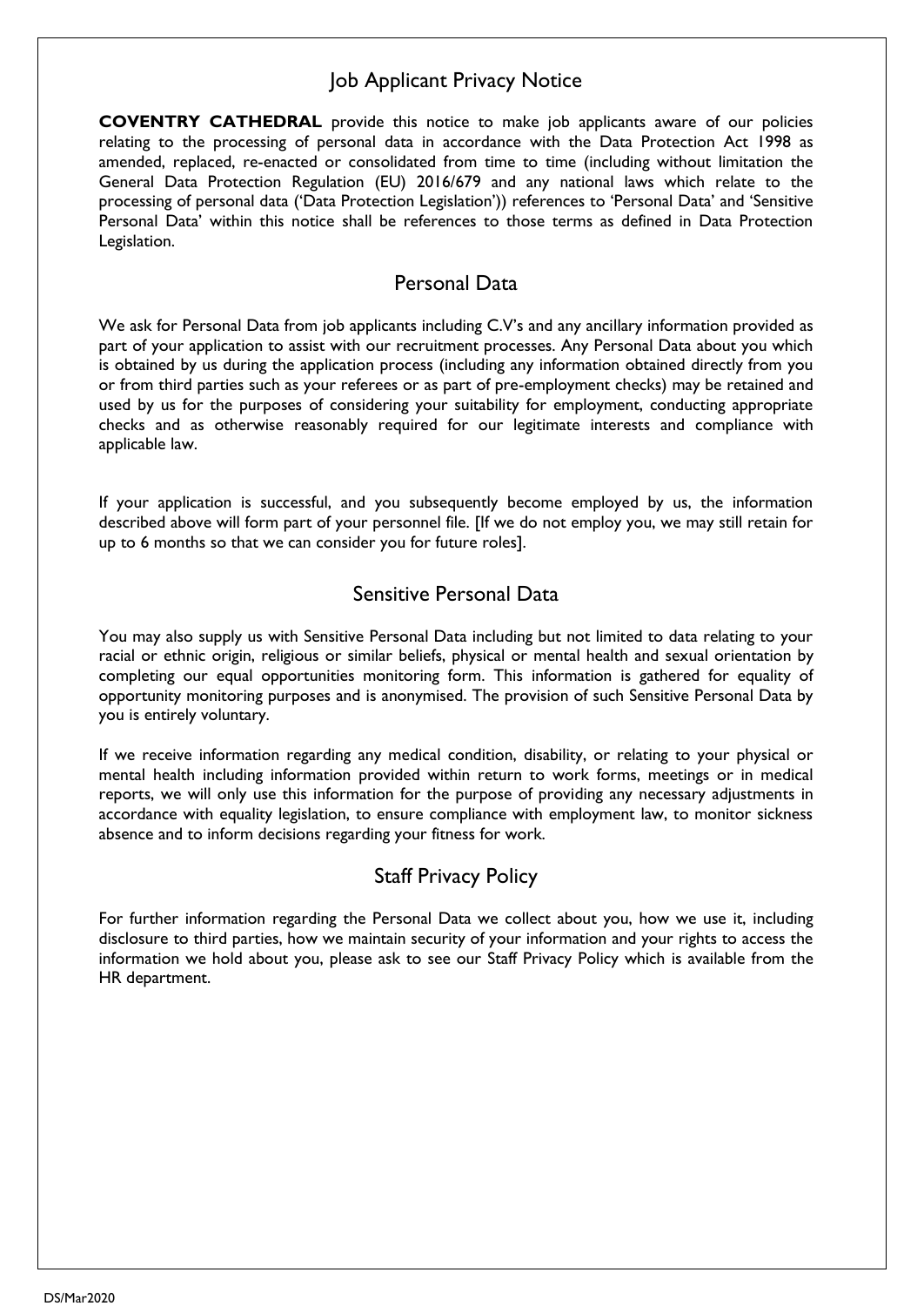# Job Applicant Privacy Notice

**COVENTRY CATHEDRAL** provide this notice to make job applicants aware of our policies relating to the processing of personal data in accordance with the Data Protection Act 1998 as amended, replaced, re-enacted or consolidated from time to time (including without limitation the General Data Protection Regulation (EU) 2016/679 and any national laws which relate to the processing of personal data ('Data Protection Legislation')) references to 'Personal Data' and 'Sensitive Personal Data' within this notice shall be references to those terms as defined in Data Protection Legislation.

## Personal Data

We ask for Personal Data from job applicants including C.V's and any ancillary information provided as part of your application to assist with our recruitment processes. Any Personal Data about you which is obtained by us during the application process (including any information obtained directly from you or from third parties such as your referees or as part of pre-employment checks) may be retained and used by us for the purposes of considering your suitability for employment, conducting appropriate checks and as otherwise reasonably required for our legitimate interests and compliance with applicable law.

If your application is successful, and you subsequently become employed by us, the information described above will form part of your personnel file. [If we do not employ you, we may still retain for up to 6 months so that we can consider you for future roles].

## Sensitive Personal Data

You may also supply us with Sensitive Personal Data including but not limited to data relating to your racial or ethnic origin, religious or similar beliefs, physical or mental health and sexual orientation by completing our equal opportunities monitoring form. This information is gathered for equality of opportunity monitoring purposes and is anonymised. The provision of such Sensitive Personal Data by you is entirely voluntary.

If we receive information regarding any medical condition, disability, or relating to your physical or mental health including information provided within return to work forms, meetings or in medical reports, we will only use this information for the purpose of providing any necessary adjustments in accordance with equality legislation, to ensure compliance with employment law, to monitor sickness absence and to inform decisions regarding your fitness for work.

## Staff Privacy Policy

For further information regarding the Personal Data we collect about you, how we use it, including disclosure to third parties, how we maintain security of your information and your rights to access the information we hold about you, please ask to see our Staff Privacy Policy which is available from the HR department.

DS/Mar2020